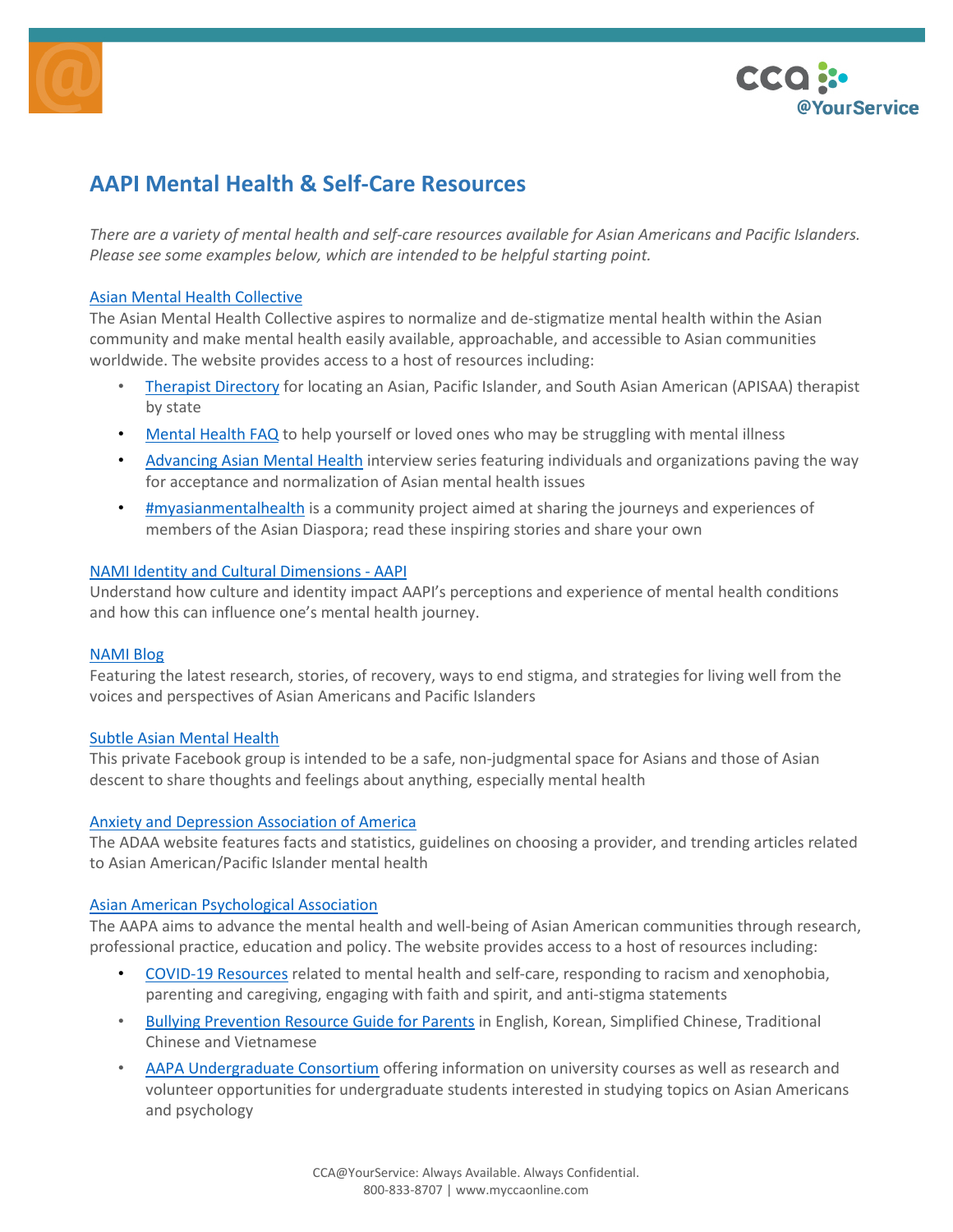# AAPI Mental Health & Self-Care Resources

*There are a variety of mental health and self-care resources available for Asian Americans and Pacific Islanders. Please see some examples below, which are intended to be helpful starting point.*

Asian Mental Health Collective

The Asian Mental Health Collective aspires to normalize and de-stigmatize mental health within the Asian community and make mental health easily available, approachable, and accessible to Asian communities worldwide. The website provides access to a host of resources including:

- Therapist Directory for locating an Asian, Pacific Islander, and South Asian American (APISAA) therapist by state
- Mental Health FAQ to help yourself or loved ones who may be struggling with mental illness
- Advancing Asian Mental Health interview series featuring individuals and organizations paving the way for acceptance and normalization of Asian mental health issues
- #myasianmentalhealth is a community project aimed at sharing the journeys and experiences of members of the Asian Diaspora; read these inspiring stories and share your own

NAMI Identity and Cultural Dimensions - AAPI

Understand how culture and identity impact AAPI's perceptions and experience of mental health conditions and how this can influence one's mental health journey.

NAMI Blog

Featuring the latest research, stories, of recovery, ways to end stigma, and strategies for living well from the voices and perspectives of Asian Americans and Pacific Islanders

Subtle Asian Mental Health

This private Facebook group is intended to be a safe, non-judgmental space for Asians and those of Asian descent to share thoughts and feelings about anything, especially mental health

Anxiety and Depression Association of America

The ADAA website features facts and statistics, guidelines on choosing a provider, and trending articles related to Asian American/Pacific Islander mental health

Asian American Psychological Association

The AAPA aims to advance the mental health and well-being of Asian American communities through research, professional practice, education and policy. The website provides access to a host of resources including:

- COVID-19 Resources related to mental health and self-care, responding to racism and xenophobia, parenting and caregiving, engaging with faith and spirit, and anti-stigma statements
- Bullying Prevention Resource Guide for Parents in English, Korean, Simplified Chinese, Traditional Chinese and Vietnamese
- AAPA Undergraduate Consortium offering information on university courses as well as research and volunteer opportunities for undergraduate students interested in studying topics on Asian Americans and psychology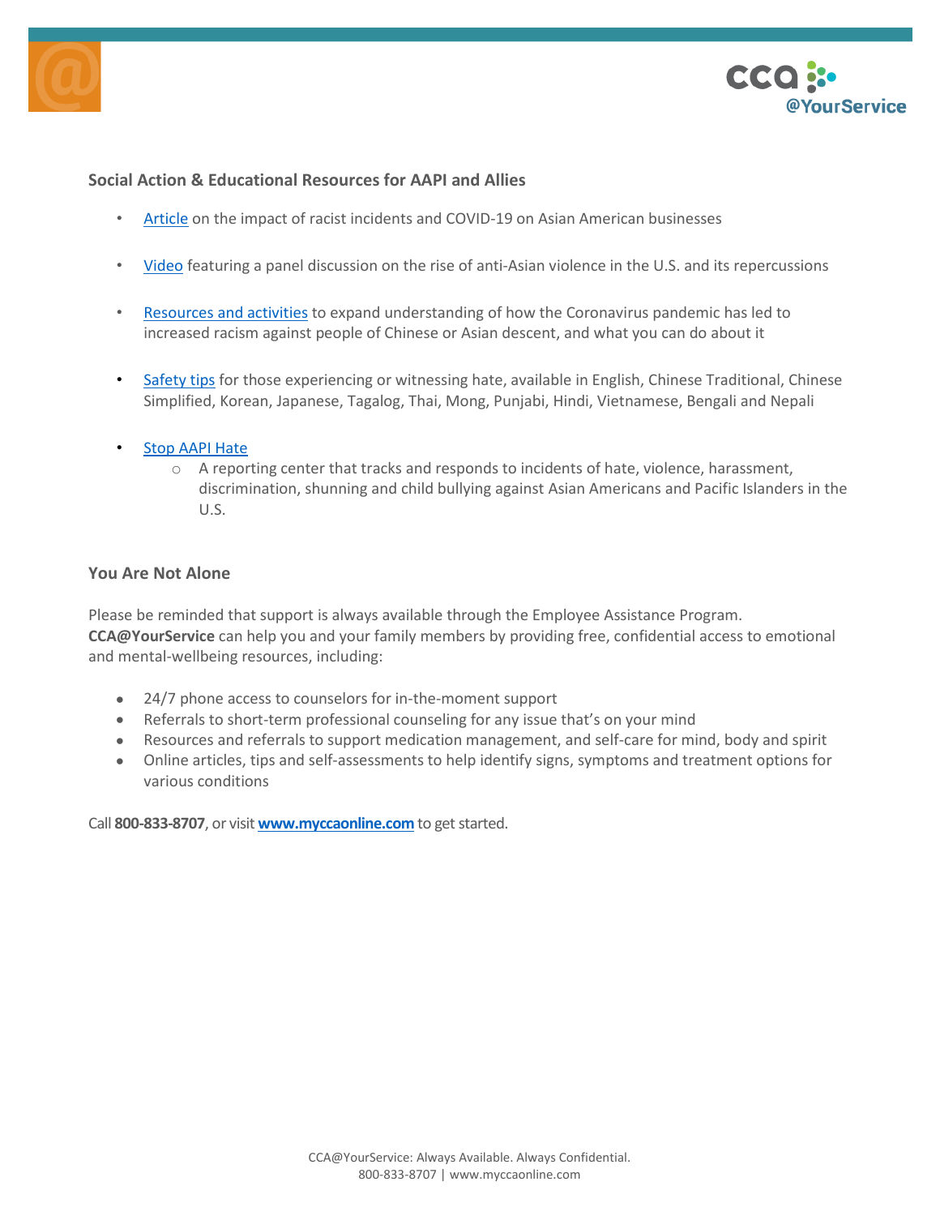### Social Action & Educational Resources for AAPI and Allies

- Article on the impact of racist incidents and COVID-19 on Asian American businesses
- Video featuring a panel discussion on the rise of anti-Asian violence in the U.S. and its repercussions
- Resources and activities to expand understanding of how the Coronavirus pandemic has led to increased racism against people of Chinese or Asian descent, and what you can do about it
- Safety tips for those experiencing or witnessing hate, available in English, Chinese Traditional, Chinese Simplified, Korean, Japanese, Tagalog, Thai, Mong, Punjabi, Hindi, Vietnamese, Bengali and Nepali
- Stop AAPI Hate
  - A reporting center that tracks and responds to incidents of hate, violence, harassment, discrimination, shunning and child bullying against Asian Americans and Pacific Islanders in the U.S.

### You Are Not Alone

Please be reminded that support is always available through the Employee Assistance Program. **CCA@YourService** can help you and your family members by providing free, confidential access to emotional and mental-wellbeing resources, including:

- 24/7 phone access to counselors for in-the-moment support
- Referrals to short-term professional counseling for any issue that's on your mind
- Resources and referrals to support medication management, and self-care for mind, body and spirit
- Online articles, tips and self-assessments to help identify signs, symptoms and treatment options for various conditions

Call **800-833-8707**, or visit **www.myccaonline.com** to get started.